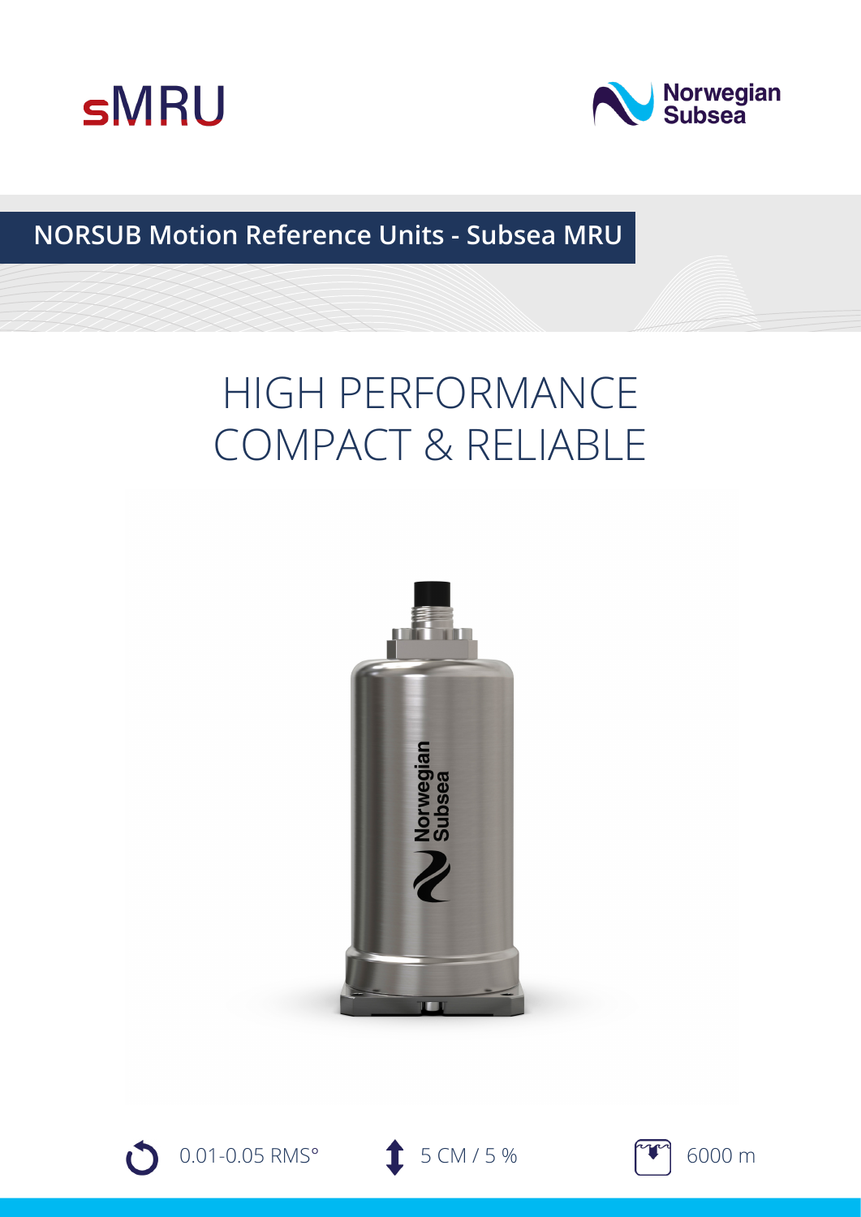# sMRU

Norwegian Subsea

## NORSUB Motion Reference Units - Subsea MRU

# HIGH PERFORMANCE COMPACT & RELIABLE

0.01-0.05 RMS°

5 CM / 5 %

6000 m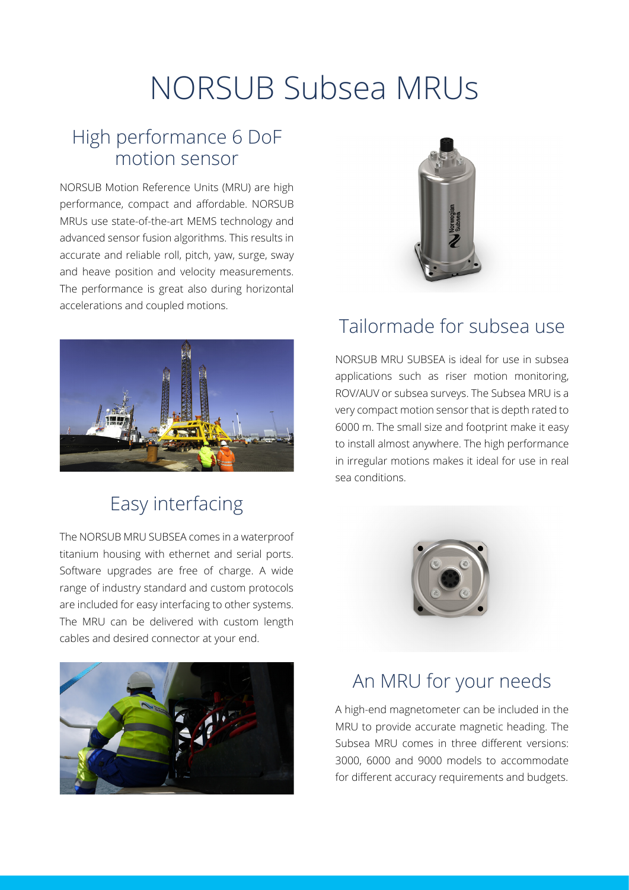# NORSUB Subsea MRUs

## High performance 6 DoF motion sensor

NORSUB Motion Reference Units (MRU) are high performance, compact and affordable. NORSUB MRUs use state-of-the-art MEMS technology and advanced sensor fusion algorithms. This results in accurate and reliable roll, pitch, yaw, surge, sway and heave position and velocity measurements. The performance is great also during horizontal accelerations and coupled motions.

## Tailormade for subsea use

NORSUB MRU SUBSEA is ideal for use in subsea applications such as riser motion monitoring, ROV/AUV or subsea surveys. The Subsea MRU is a very compact motion sensor that is depth rated to 6000 m. The small size and footprint make it easy to install almost anywhere. The high performance in irregular motions makes it ideal for use in real sea conditions.

## Easy interfacing

The NORSUB MRU SUBSEA comes in a waterproof titanium housing with ethernet and serial ports. Software upgrades are free of charge. A wide range of industry standard and custom protocols are included for easy interfacing to other systems. The MRU can be delivered with custom length cables and desired connector at your end.

## An MRU for your needs

A high-end magnetometer can be included in the MRU to provide accurate magnetic heading. The Subsea MRU comes in three different versions: 3000, 6000 and 9000 models to accommodate for different accuracy requirements and budgets.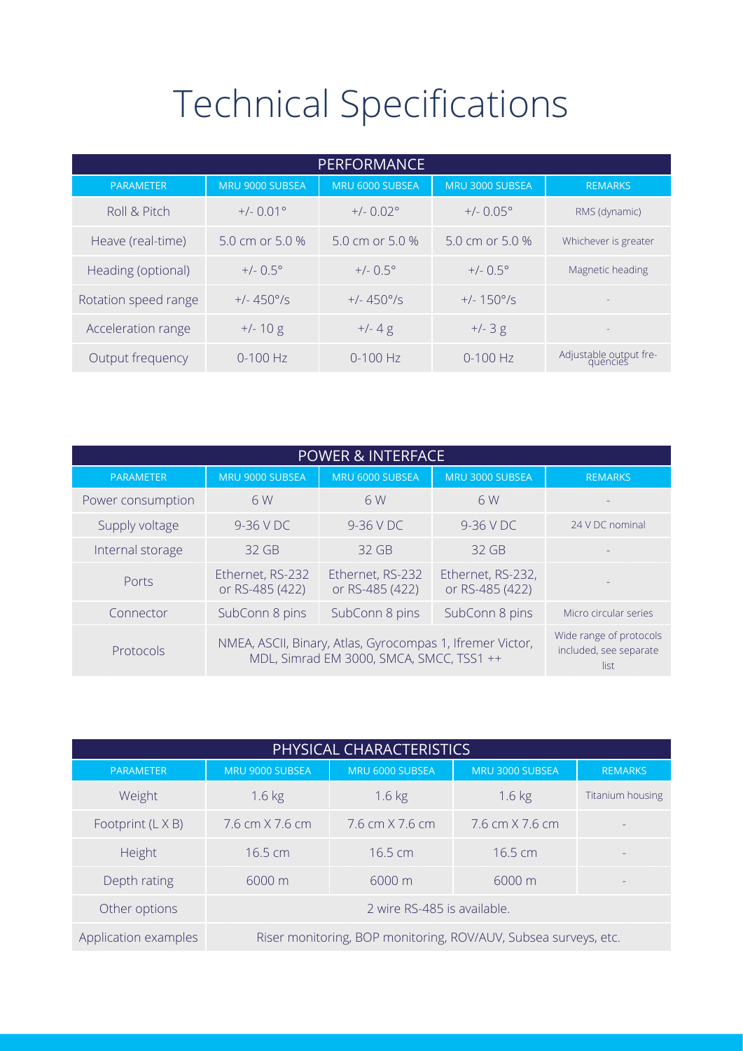# Technical Specifications

| PERFORMANCE | | | | |
|---|---|---|---|---|
| PARAMETER | MRU 9000 SUBSEA | MRU 6000 SUBSEA | MRU 3000 SUBSEA | REMARKS |
| Roll & Pitch | +/- 0.01° | +/- 0.02° | +/- 0.05° | RMS (dynamic) |
| Heave (real-time) | 5.0 cm or 5.0 % | 5.0 cm or 5.0 % | 5.0 cm or 5.0 % | Whichever is greater |
| Heading (optional) | +/- 0.5° | +/- 0.5° | +/- 0.5° | Magnetic heading |
| Rotation speed range | +/- 450°/s | +/- 450°/s | +/- 150°/s | - |
| Acceleration range | +/- 10 g | +/- 4 g | +/- 3 g | - |
| Output frequency | 0-100 Hz | 0-100 Hz | 0-100 Hz | Adjustable output frequencies |

| POWER & INTERFACE | | | | |
|---|---|---|---|---|
| PARAMETER | MRU 9000 SUBSEA | MRU 6000 SUBSEA | MRU 3000 SUBSEA | REMARKS |
| Power consumption | 6 W | 6 W | 6 W | - |
| Supply voltage | 9-36 V DC | 9-36 V DC | 9-36 V DC | 24 V DC nominal |
| Internal storage | 32 GB | 32 GB | 32 GB | - |
| Ports | Ethernet, RS-232 or RS-485 (422) | Ethernet, RS-232 or RS-485 (422) | Ethernet, RS-232, or RS-485 (422) | - |
| Connector | SubConn 8 pins | SubConn 8 pins | SubConn 8 pins | Micro circular series |
| Protocols | NMEA, ASCII, Binary, Atlas, Gyrocompas 1, Ifremer Victor, MDL, Simrad EM 3000, SMCA, SMCC, TSS1 ++ | | | Wide range of protocols included, see separate list |

| PHYSICAL CHARACTERISTICS | | | | |
|---|---|---|---|---|
| PARAMETER | MRU 9000 SUBSEA | MRU 6000 SUBSEA | MRU 3000 SUBSEA | REMARKS |
| Weight | 1.6 kg | 1.6 kg | 1.6 kg | Titanium housing |
| Footprint (L X B) | 7.6 cm X 7.6 cm | 7.6 cm X 7.6 cm | 7.6 cm X 7.6 cm | - |
| Height | 16.5 cm | 16.5 cm | 16.5 cm | - |
| Depth rating | 6000 m | 6000 m | 6000 m | - |
| Other options | 2 wire RS-485 is available. | | | |
| Application examples | Riser monitoring, BOP monitoring, ROV/AUV, Subsea surveys, etc. | | | |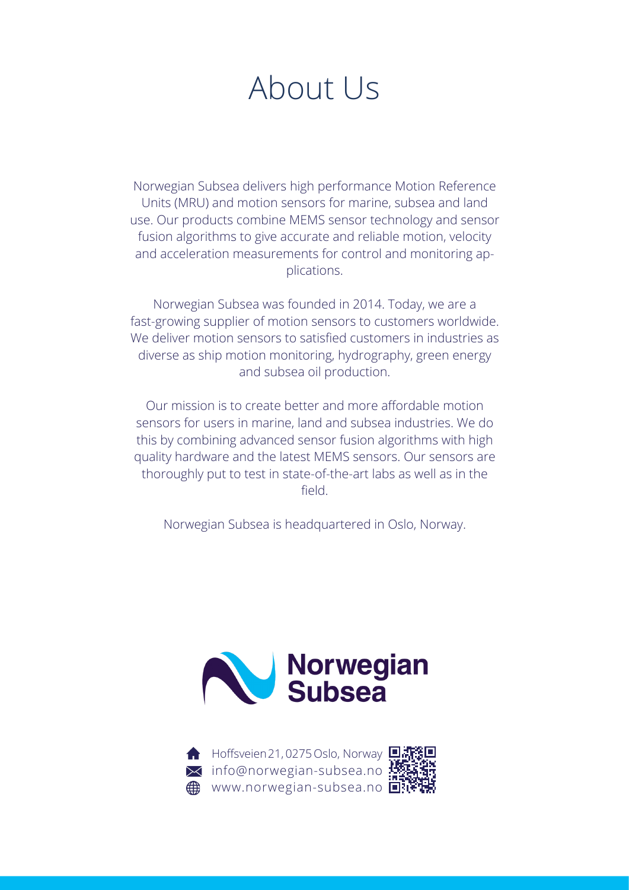# About Us

Norwegian Subsea delivers high performance Motion Reference Units (MRU) and motion sensors for marine, subsea and land use. Our products combine MEMS sensor technology and sensor fusion algorithms to give accurate and reliable motion, velocity and acceleration measurements for control and monitoring applications.

Norwegian Subsea was founded in 2014. Today, we are a fast-growing supplier of motion sensors to customers worldwide. We deliver motion sensors to satisfied customers in industries as diverse as ship motion monitoring, hydrography, green energy and subsea oil production.

Our mission is to create better and more affordable motion sensors for users in marine, land and subsea industries. We do this by combining advanced sensor fusion algorithms with high quality hardware and the latest MEMS sensors. Our sensors are thoroughly put to test in state-of-the-art labs as well as in the field.

Norwegian Subsea is headquartered in Oslo, Norway.

**Norwegian Subsea**

Hoffsveien 21, 0275 Oslo, Norway
info@norwegian-subsea.no
www.norwegian-subsea.no